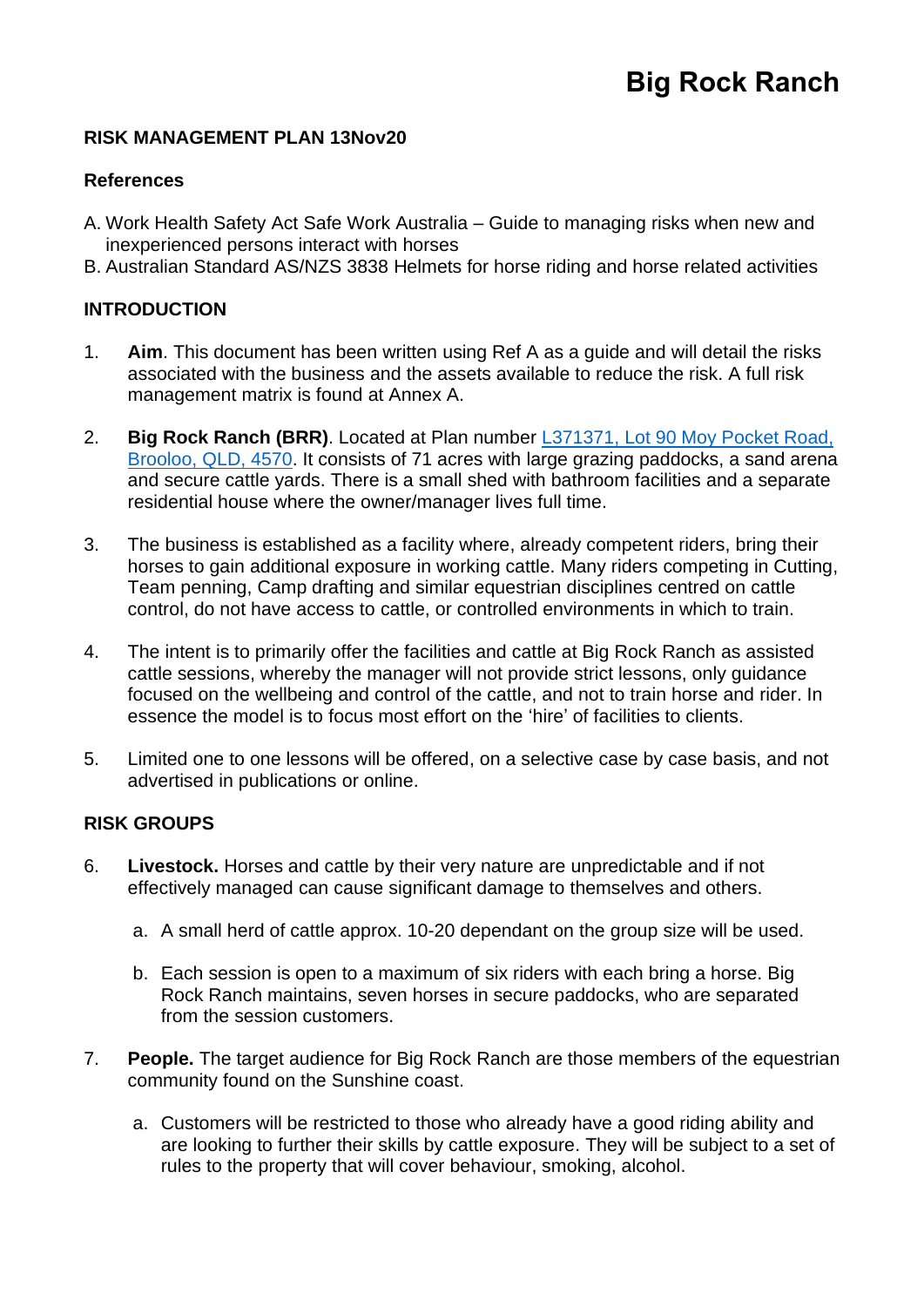# Big Rock Ranch

**RISK MANAGEMENT PLAN 13Nov20**

**References**

A. Work Health Safety Act Safe Work Australia – Guide to managing risks when new and inexperienced persons interact with horses
B. Australian Standard AS/NZS 3838 Helmets for horse riding and horse related activities

**INTRODUCTION**

1. **Aim**. This document has been written using Ref A as a guide and will detail the risks associated with the business and the assets available to reduce the risk. A full risk management matrix is found at Annex A.

2. **Big Rock Ranch (BRR)**. Located at Plan number L371371, Lot 90 Moy Pocket Road, Brooloo, QLD, 4570. It consists of 71 acres with large grazing paddocks, a sand arena and secure cattle yards. There is a small shed with bathroom facilities and a separate residential house where the owner/manager lives full time.

3. The business is established as a facility where, already competent riders, bring their horses to gain additional exposure in working cattle. Many riders competing in Cutting, Team penning, Camp drafting and similar equestrian disciplines centred on cattle control, do not have access to cattle, or controlled environments in which to train.

4. The intent is to primarily offer the facilities and cattle at Big Rock Ranch as assisted cattle sessions, whereby the manager will not provide strict lessons, only guidance focused on the wellbeing and control of the cattle, and not to train horse and rider. In essence the model is to focus most effort on the 'hire' of facilities to clients.

5. Limited one to one lessons will be offered, on a selective case by case basis, and not advertised in publications or online.

**RISK GROUPS**

6. **Livestock.** Horses and cattle by their very nature are unpredictable and if not effectively managed can cause significant damage to themselves and others.

   a. A small herd of cattle approx. 10-20 dependant on the group size will be used.

   b. Each session is open to a maximum of six riders with each bring a horse. Big Rock Ranch maintains, seven horses in secure paddocks, who are separated from the session customers.

7. **People.** The target audience for Big Rock Ranch are those members of the equestrian community found on the Sunshine coast.

   a. Customers will be restricted to those who already have a good riding ability and are looking to further their skills by cattle exposure. They will be subject to a set of rules to the property that will cover behaviour, smoking, alcohol.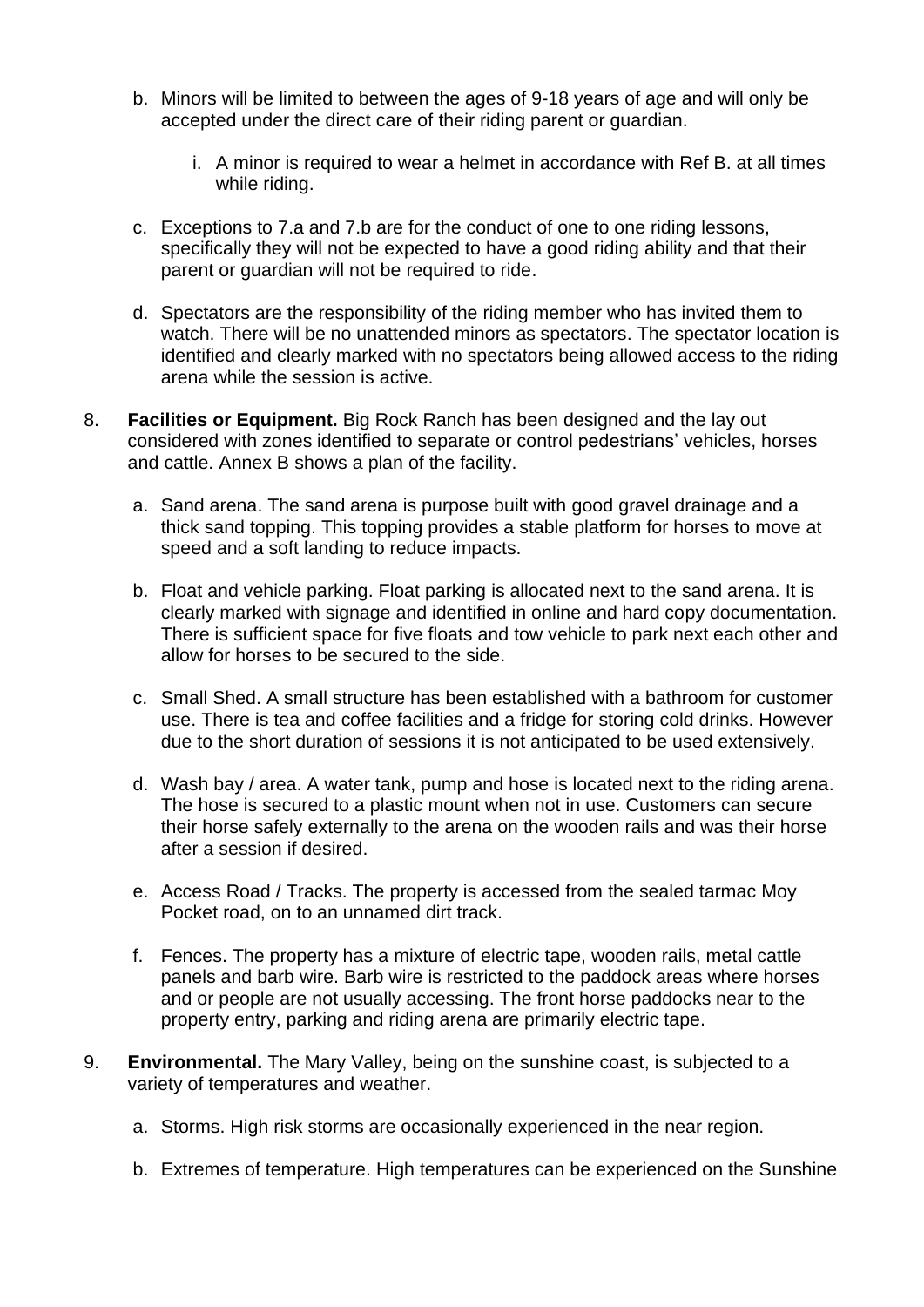b. Minors will be limited to between the ages of 9-18 years of age and will only be accepted under the direct care of their riding parent or guardian.

   i. A minor is required to wear a helmet in accordance with Ref B. at all times while riding.

c. Exceptions to 7.a and 7.b are for the conduct of one to one riding lessons, specifically they will not be expected to have a good riding ability and that their parent or guardian will not be required to ride.

d. Spectators are the responsibility of the riding member who has invited them to watch. There will be no unattended minors as spectators. The spectator location is identified and clearly marked with no spectators being allowed access to the riding arena while the session is active.

8. **Facilities or Equipment.** Big Rock Ranch has been designed and the lay out considered with zones identified to separate or control pedestrians' vehicles, horses and cattle. Annex B shows a plan of the facility.

   a. Sand arena. The sand arena is purpose built with good gravel drainage and a thick sand topping. This topping provides a stable platform for horses to move at speed and a soft landing to reduce impacts.

   b. Float and vehicle parking. Float parking is allocated next to the sand arena. It is clearly marked with signage and identified in online and hard copy documentation. There is sufficient space for five floats and tow vehicle to park next each other and allow for horses to be secured to the side.

   c. Small Shed. A small structure has been established with a bathroom for customer use. There is tea and coffee facilities and a fridge for storing cold drinks. However due to the short duration of sessions it is not anticipated to be used extensively.

   d. Wash bay / area. A water tank, pump and hose is located next to the riding arena. The hose is secured to a plastic mount when not in use. Customers can secure their horse safely externally to the arena on the wooden rails and was their horse after a session if desired.

   e. Access Road / Tracks. The property is accessed from the sealed tarmac Moy Pocket road, on to an unnamed dirt track.

   f. Fences. The property has a mixture of electric tape, wooden rails, metal cattle panels and barb wire. Barb wire is restricted to the paddock areas where horses and or people are not usually accessing. The front horse paddocks near to the property entry, parking and riding arena are primarily electric tape.

9. **Environmental.** The Mary Valley, being on the sunshine coast, is subjected to a variety of temperatures and weather.

   a. Storms. High risk storms are occasionally experienced in the near region.

   b. Extremes of temperature. High temperatures can be experienced on the Sunshine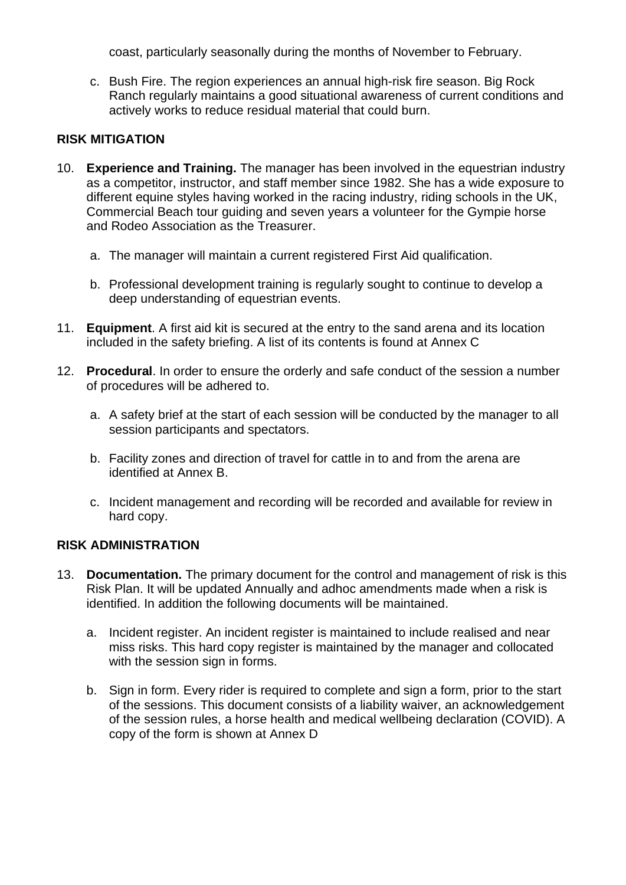coast, particularly seasonally during the months of November to February.

c. Bush Fire. The region experiences an annual high-risk fire season. Big Rock Ranch regularly maintains a good situational awareness of current conditions and actively works to reduce residual material that could burn.

**RISK MITIGATION**

10. **Experience and Training.** The manager has been involved in the equestrian industry as a competitor, instructor, and staff member since 1982. She has a wide exposure to different equine styles having worked in the racing industry, riding schools in the UK, Commercial Beach tour guiding and seven years a volunteer for the Gympie horse and Rodeo Association as the Treasurer.

    a. The manager will maintain a current registered First Aid qualification.

    b. Professional development training is regularly sought to continue to develop a deep understanding of equestrian events.

11. **Equipment**. A first aid kit is secured at the entry to the sand arena and its location included in the safety briefing. A list of its contents is found at Annex C

12. **Procedural**. In order to ensure the orderly and safe conduct of the session a number of procedures will be adhered to.

    a. A safety brief at the start of each session will be conducted by the manager to all session participants and spectators.

    b. Facility zones and direction of travel for cattle in to and from the arena are identified at Annex B.

    c. Incident management and recording will be recorded and available for review in hard copy.

**RISK ADMINISTRATION**

13. **Documentation.** The primary document for the control and management of risk is this Risk Plan. It will be updated Annually and adhoc amendments made when a risk is identified. In addition the following documents will be maintained.

    a. Incident register. An incident register is maintained to include realised and near miss risks. This hard copy register is maintained by the manager and collocated with the session sign in forms.

    b. Sign in form. Every rider is required to complete and sign a form, prior to the start of the sessions. This document consists of a liability waiver, an acknowledgement of the session rules, a horse health and medical wellbeing declaration (COVID). A copy of the form is shown at Annex D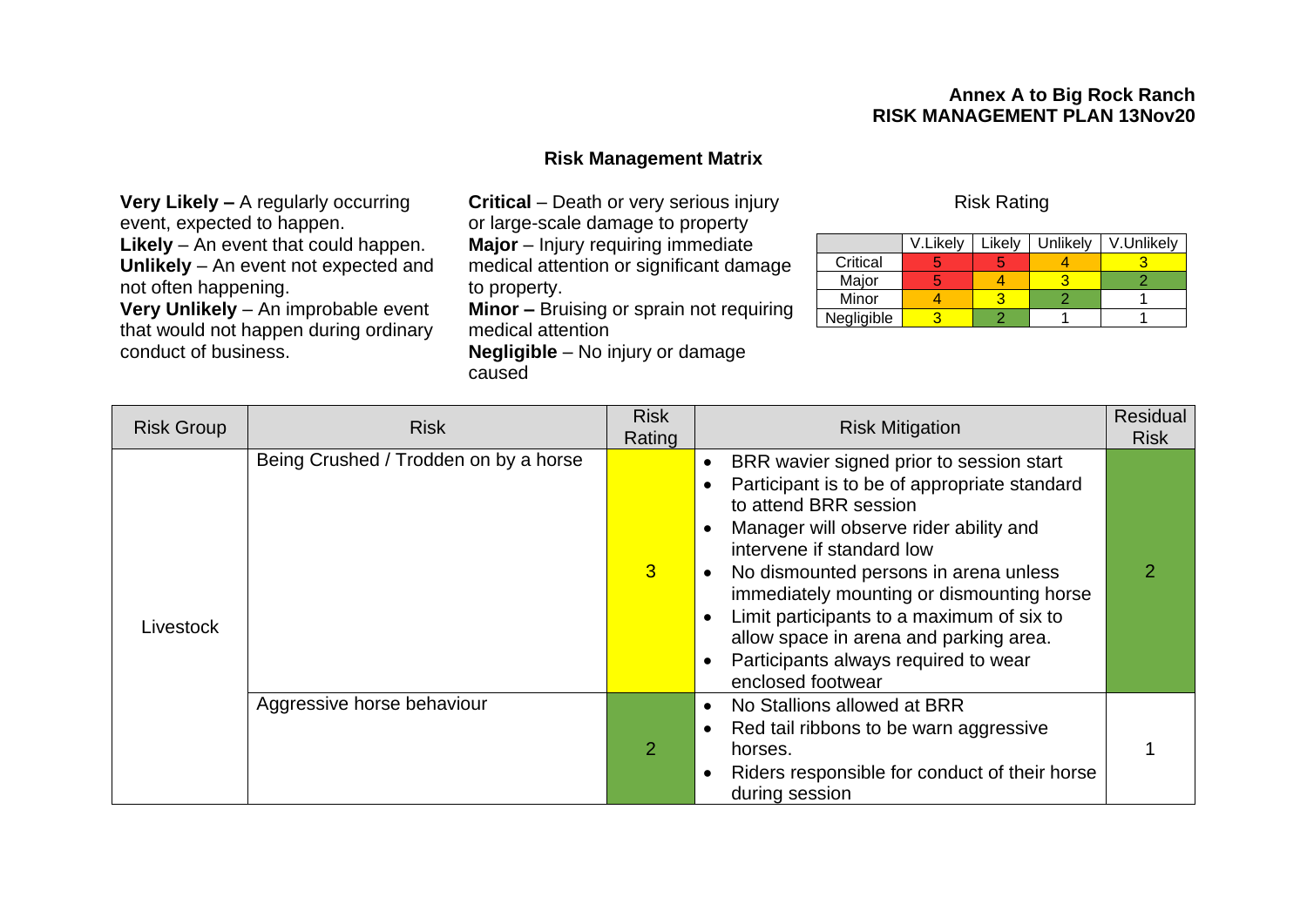**Annex A to Big Rock Ranch**
**RISK MANAGEMENT PLAN 13Nov20**

## Risk Management Matrix

**Very Likely –** A regularly occurring event, expected to happen.
**Likely** – An event that could happen.
**Unlikely** – An event not expected and not often happening.
**Very Unlikely** – An improbable event that would not happen during ordinary conduct of business.

**Critical** – Death or very serious injury or large-scale damage to property
**Major** – Injury requiring immediate medical attention or significant damage to property.
**Minor –** Bruising or sprain not requiring medical attention
**Negligible** – No injury or damage caused

Risk Rating

| | V.Likely | Likely | Unlikely | V.Unlikely |
|---|---|---|---|---|
| Critical | 5 | 5 | 4 | 3 |
| Major | 5 | 4 | 3 | 2 |
| Minor | 4 | 3 | 2 | 1 |
| Negligible | 3 | 2 | 1 | 1 |

| Risk Group | Risk | Risk Rating | Risk Mitigation | Residual Risk |
|---|---|---|---|---|
| Livestock | Being Crushed / Trodden on by a horse | 3 | • BRR wavier signed prior to session start<br>• Participant is to be of appropriate standard to attend BRR session<br>• Manager will observe rider ability and intervene if standard low<br>• No dismounted persons in arena unless immediately mounting or dismounting horse<br>• Limit participants to a maximum of six to allow space in arena and parking area.<br>• Participants always required to wear enclosed footwear | 2 |
| | Aggressive horse behaviour | 2 | • No Stallions allowed at BRR<br>• Red tail ribbons to be warn aggressive horses.<br>• Riders responsible for conduct of their horse during session | 1 |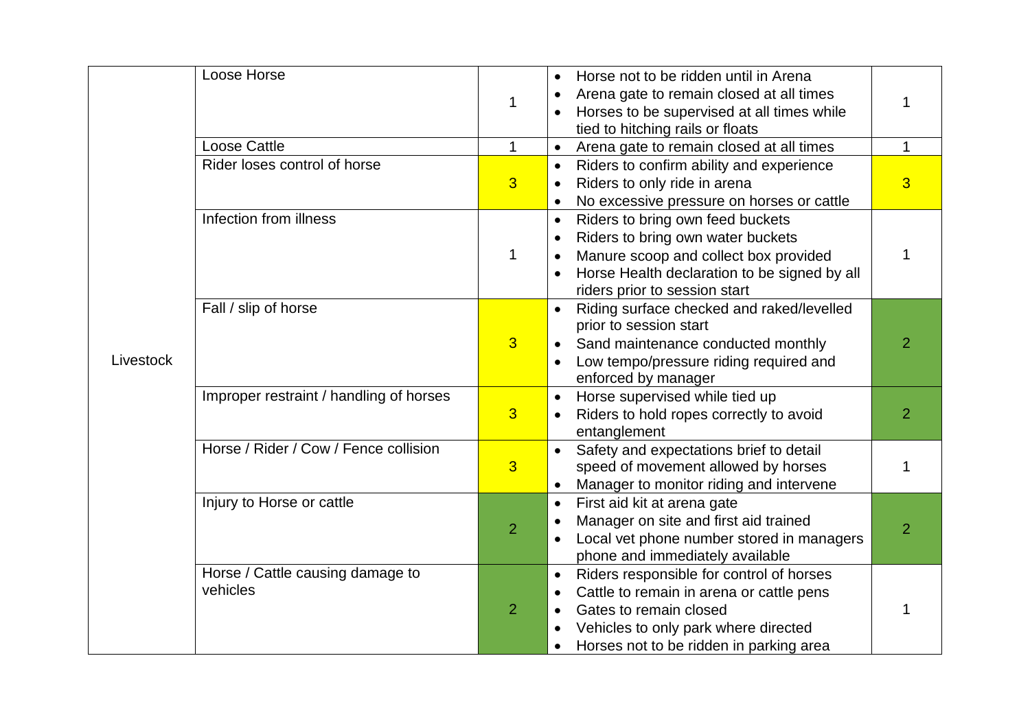| | | | | |
|---|---|---|---|---|
| Livestock | Loose Horse | 1 | • Horse not to be ridden until in Arena<br>• Arena gate to remain closed at all times<br>• Horses to be supervised at all times while tied to hitching rails or floats | 1 |
| | Loose Cattle | 1 | • Arena gate to remain closed at all times | 1 |
| | Rider loses control of horse | 3 | • Riders to confirm ability and experience<br>• Riders to only ride in arena<br>• No excessive pressure on horses or cattle | 3 |
| | Infection from illness | 1 | • Riders to bring own feed buckets<br>• Riders to bring own water buckets<br>• Manure scoop and collect box provided<br>• Horse Health declaration to be signed by all riders prior to session start | 1 |
| | Fall / slip of horse | 3 | • Riding surface checked and raked/levelled prior to session start<br>• Sand maintenance conducted monthly<br>• Low tempo/pressure riding required and enforced by manager | 2 |
| | Improper restraint / handling of horses | 3 | • Horse supervised while tied up<br>• Riders to hold ropes correctly to avoid entanglement | 2 |
| | Horse / Rider / Cow / Fence collision | 3 | • Safety and expectations brief to detail speed of movement allowed by horses<br>• Manager to monitor riding and intervene | 1 |
| | Injury to Horse or cattle | 2 | • First aid kit at arena gate<br>• Manager on site and first aid trained<br>• Local vet phone number stored in managers phone and immediately available | 2 |
| | Horse / Cattle causing damage to vehicles | 2 | • Riders responsible for control of horses<br>• Cattle to remain in arena or cattle pens<br>• Gates to remain closed<br>• Vehicles to only park where directed<br>• Horses not to be ridden in parking area | 1 |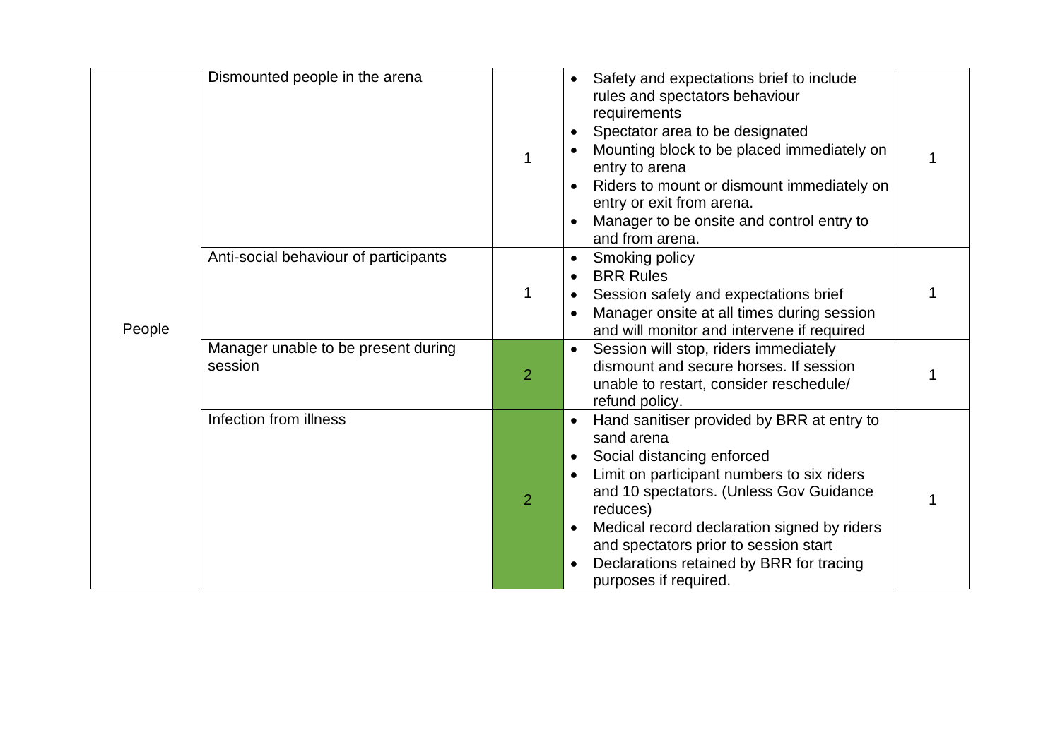|  |  |  |  |  |
|---|---|---|---|---|
| People | Dismounted people in the arena | 1 | • Safety and expectations brief to include rules and spectators behaviour requirements<br>• Spectator area to be designated<br>• Mounting block to be placed immediately on entry to arena<br>• Riders to mount or dismount immediately on entry or exit from arena.<br>• Manager to be onsite and control entry to and from arena. | 1 |
|  | Anti-social behaviour of participants | 1 | • Smoking policy<br>• BRR Rules<br>• Session safety and expectations brief<br>• Manager onsite at all times during session and will monitor and intervene if required | 1 |
|  | Manager unable to be present during session | 2 | • Session will stop, riders immediately dismount and secure horses. If session unable to restart, consider reschedule/ refund policy. | 1 |
|  | Infection from illness | 2 | • Hand sanitiser provided by BRR at entry to sand arena<br>• Social distancing enforced<br>• Limit on participant numbers to six riders and 10 spectators. (Unless Gov Guidance reduces)<br>• Medical record declaration signed by riders and spectators prior to session start<br>• Declarations retained by BRR for tracing purposes if required. | 1 |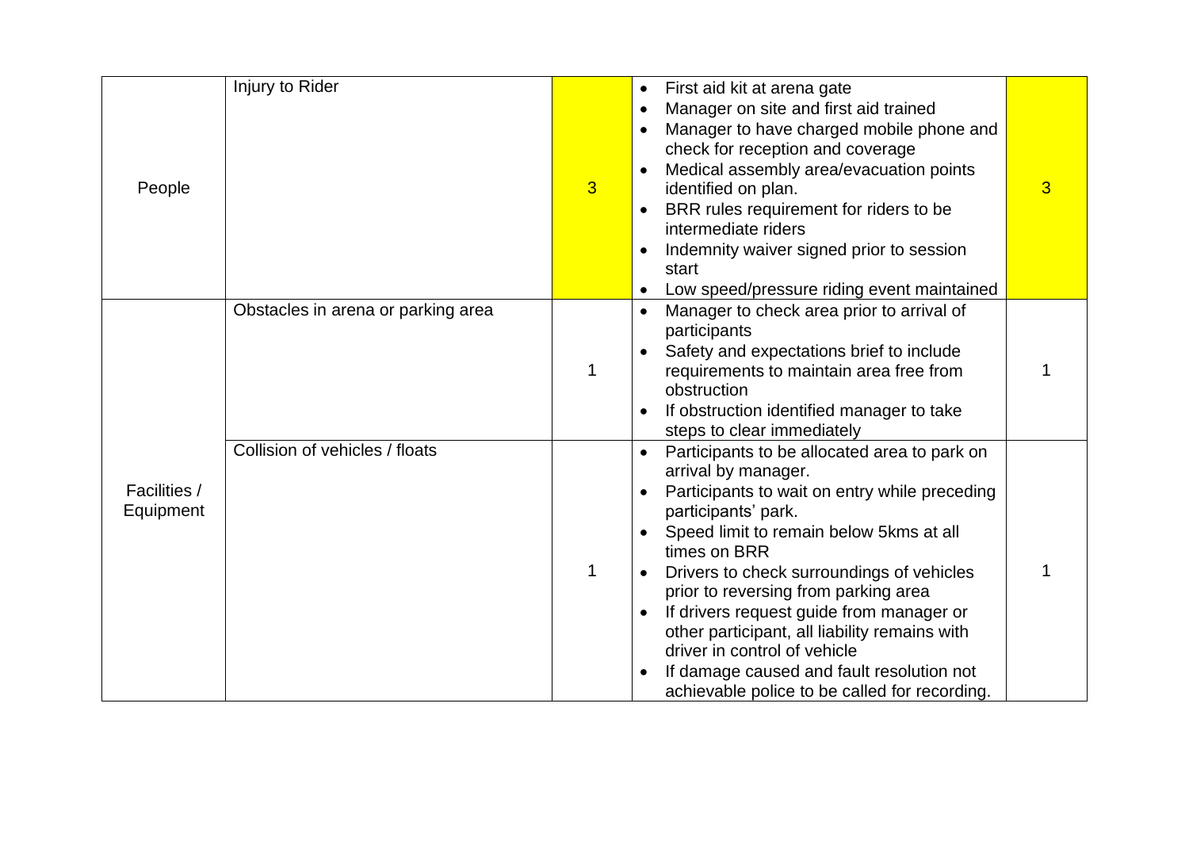| | | | | |
|---|---|---|---|---|
| People | Injury to Rider | 3 | • First aid kit at arena gate<br>• Manager on site and first aid trained<br>• Manager to have charged mobile phone and check for reception and coverage<br>• Medical assembly area/evacuation points identified on plan.<br>• BRR rules requirement for riders to be intermediate riders<br>• Indemnity waiver signed prior to session start<br>• Low speed/pressure riding event maintained | 3 |
| Facilities / Equipment | Obstacles in arena or parking area | 1 | • Manager to check area prior to arrival of participants<br>• Safety and expectations brief to include requirements to maintain area free from obstruction<br>• If obstruction identified manager to take steps to clear immediately | 1 |
| | Collision of vehicles / floats | 1 | • Participants to be allocated area to park on arrival by manager.<br>• Participants to wait on entry while preceding participants' park.<br>• Speed limit to remain below 5kms at all times on BRR<br>• Drivers to check surroundings of vehicles prior to reversing from parking area<br>• If drivers request guide from manager or other participant, all liability remains with driver in control of vehicle<br>• If damage caused and fault resolution not achievable police to be called for recording. | 1 |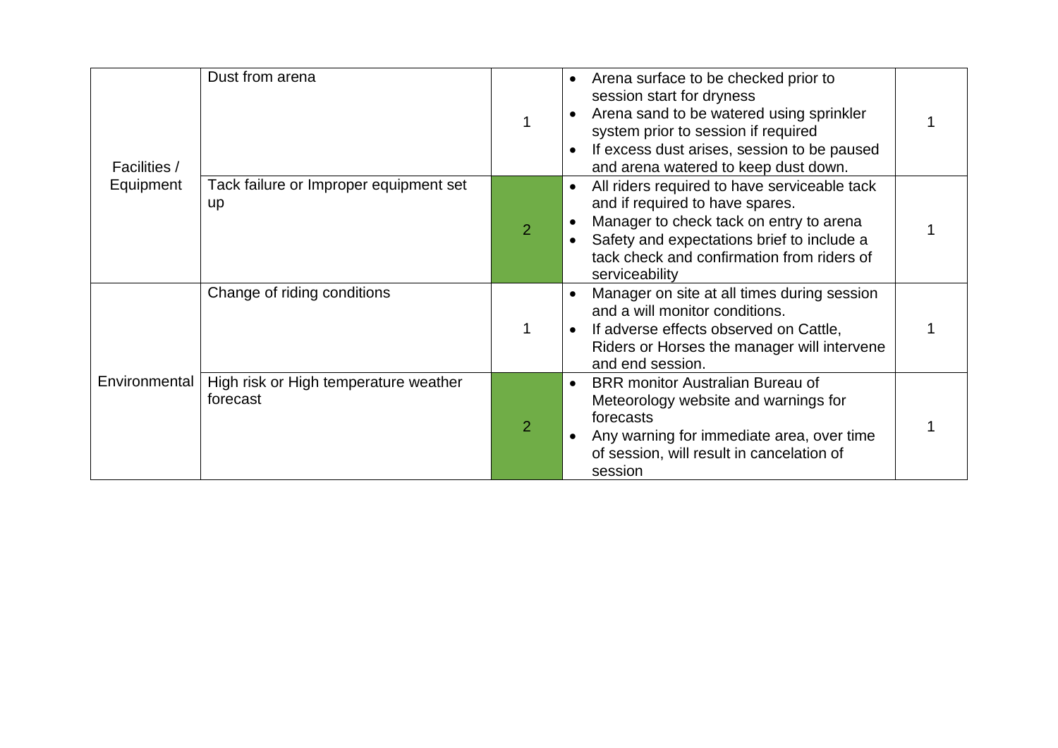| | | | | |
|---|---|---|---|---|
| Facilities / Equipment | Dust from arena | 1 | • Arena surface to be checked prior to session start for dryness<br>• Arena sand to be watered using sprinkler system prior to session if required<br>• If excess dust arises, session to be paused and arena watered to keep dust down. | 1 |
| | Tack failure or Improper equipment set up | 2 | • All riders required to have serviceable tack and if required to have spares.<br>• Manager to check tack on entry to arena<br>• Safety and expectations brief to include a tack check and confirmation from riders of serviceability | 1 |
| Environmental | Change of riding conditions | 1 | • Manager on site at all times during session and a will monitor conditions.<br>• If adverse effects observed on Cattle, Riders or Horses the manager will intervene and end session. | 1 |
| | High risk or High temperature weather forecast | 2 | • BRR monitor Australian Bureau of Meteorology website and warnings for forecasts<br>• Any warning for immediate area, over time of session, will result in cancelation of session | 1 |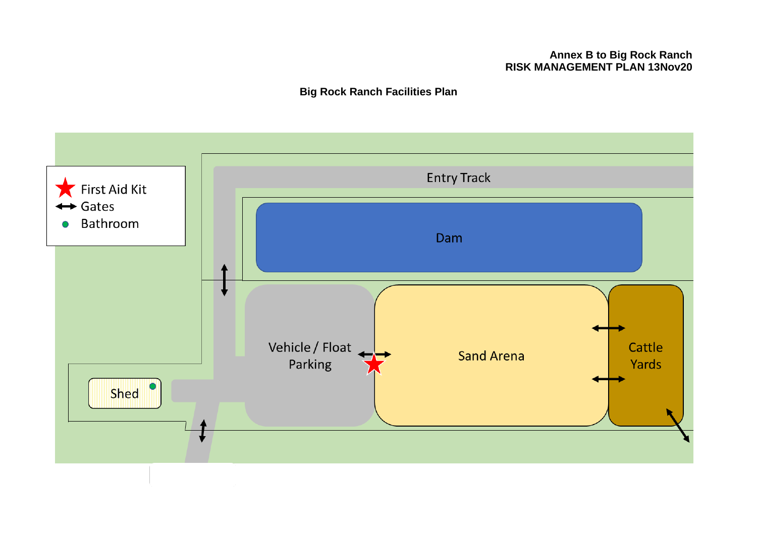**Annex B to Big Rock Ranch**
**RISK MANAGEMENT PLAN 13Nov20**

**Big Rock Ranch Facilities Plan**

First Aid Kit
Gates
Bathroom

Entry Track

Dam

Vehicle / Float Parking

Sand Arena

Cattle Yards

Shed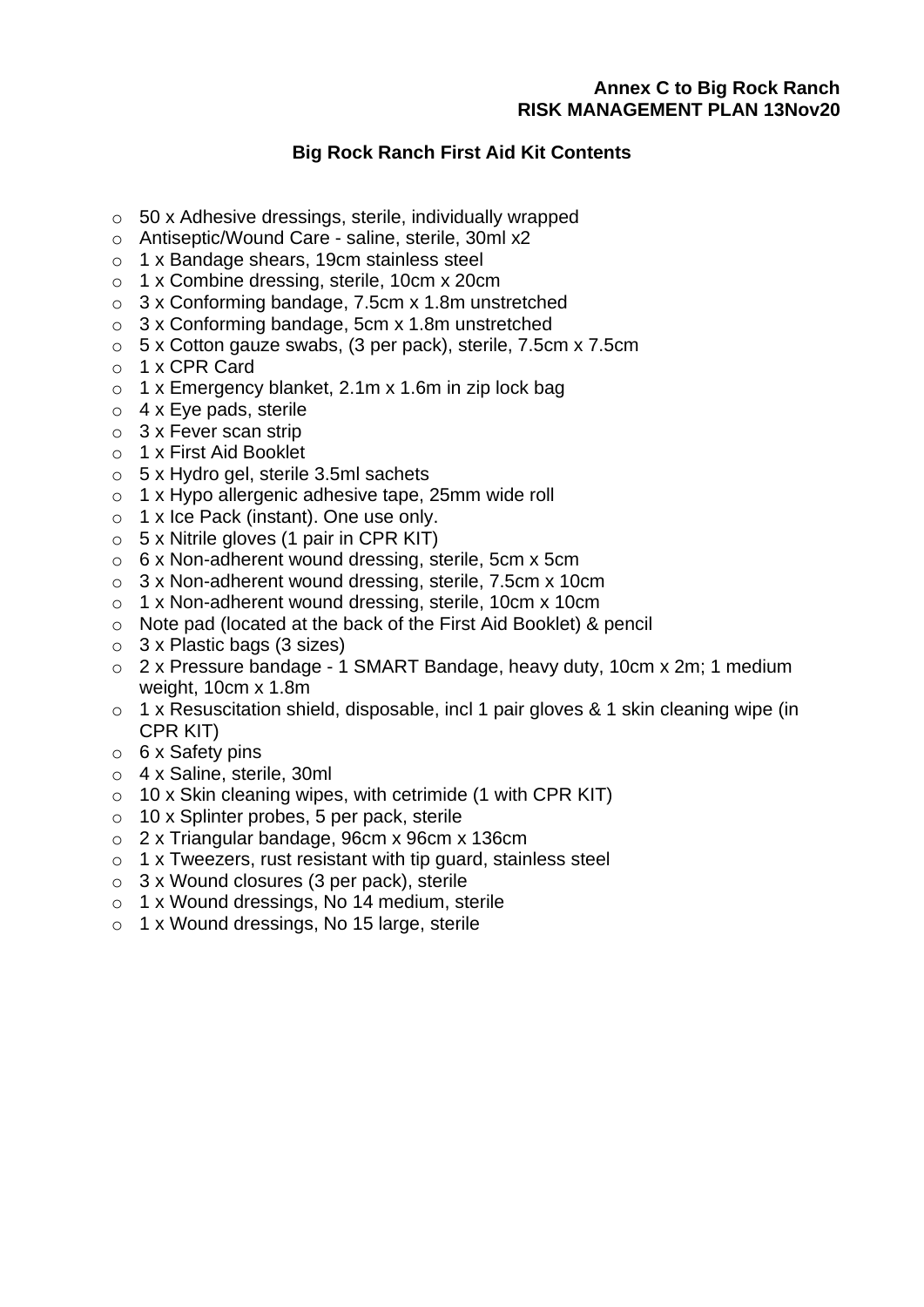**Annex C to Big Rock Ranch**
**RISK MANAGEMENT PLAN 13Nov20**

## Big Rock Ranch First Aid Kit Contents

- 50 x Adhesive dressings, sterile, individually wrapped
- Antiseptic/Wound Care - saline, sterile, 30ml x2
- 1 x Bandage shears, 19cm stainless steel
- 1 x Combine dressing, sterile, 10cm x 20cm
- 3 x Conforming bandage, 7.5cm x 1.8m unstretched
- 3 x Conforming bandage, 5cm x 1.8m unstretched
- 5 x Cotton gauze swabs, (3 per pack), sterile, 7.5cm x 7.5cm
- 1 x CPR Card
- 1 x Emergency blanket, 2.1m x 1.6m in zip lock bag
- 4 x Eye pads, sterile
- 3 x Fever scan strip
- 1 x First Aid Booklet
- 5 x Hydro gel, sterile 3.5ml sachets
- 1 x Hypo allergenic adhesive tape, 25mm wide roll
- 1 x Ice Pack (instant). One use only.
- 5 x Nitrile gloves (1 pair in CPR KIT)
- 6 x Non-adherent wound dressing, sterile, 5cm x 5cm
- 3 x Non-adherent wound dressing, sterile, 7.5cm x 10cm
- 1 x Non-adherent wound dressing, sterile, 10cm x 10cm
- Note pad (located at the back of the First Aid Booklet) & pencil
- 3 x Plastic bags (3 sizes)
- 2 x Pressure bandage - 1 SMART Bandage, heavy duty, 10cm x 2m; 1 medium weight, 10cm x 1.8m
- 1 x Resuscitation shield, disposable, incl 1 pair gloves & 1 skin cleaning wipe (in CPR KIT)
- 6 x Safety pins
- 4 x Saline, sterile, 30ml
- 10 x Skin cleaning wipes, with cetrimide (1 with CPR KIT)
- 10 x Splinter probes, 5 per pack, sterile
- 2 x Triangular bandage, 96cm x 96cm x 136cm
- 1 x Tweezers, rust resistant with tip guard, stainless steel
- 3 x Wound closures (3 per pack), sterile
- 1 x Wound dressings, No 14 medium, sterile
- 1 x Wound dressings, No 15 large, sterile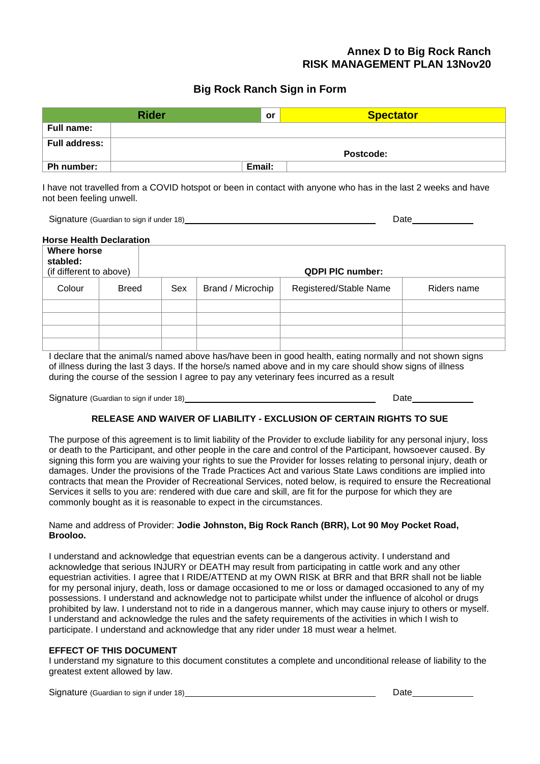**Annex D to Big Rock Ranch**
**RISK MANAGEMENT PLAN 13Nov20**

## Big Rock Ranch Sign in Form

| Rider | | or | Spectator |
|---|---|---|---|
| **Full name:** | | | |
| **Full address:** | | | **Postcode:** |
| **Ph number:** | | **Email:** | |

I have not travelled from a COVID hotspot or been in contact with anyone who has in the last 2 weeks and have not been feeling unwell.

Signature (Guardian to sign if under 18)\_\_\_\_\_\_\_\_\_\_\_\_\_\_\_\_\_\_\_\_\_\_\_\_\_\_\_\_\_\_\_\_\_\_\_\_ Date\_\_\_\_\_\_\_\_\_\_\_\_

**Horse Health Declaration**

| **Where horse stabled:** (if different to above) | | | **QDPI PIC number:** | | |
|---|---|---|---|---|---|
| Colour | Breed | Sex | Brand / Microchip | Registered/Stable Name | Riders name |
| | | | | | |
| | | | | | |
| | | | | | |
| | | | | | |

I declare that the animal/s named above has/have been in good health, eating normally and not shown signs of illness during the last 3 days. If the horse/s named above and in my care should show signs of illness during the course of the session I agree to pay any veterinary fees incurred as a result

Signature (Guardian to sign if under 18)\_\_\_\_\_\_\_\_\_\_\_\_\_\_\_\_\_\_\_\_\_\_\_\_\_\_\_\_\_\_\_\_\_\_\_\_ Date\_\_\_\_\_\_\_\_\_\_\_\_

### RELEASE AND WAIVER OF LIABILITY - EXCLUSION OF CERTAIN RIGHTS TO SUE

The purpose of this agreement is to limit liability of the Provider to exclude liability for any personal injury, loss or death to the Participant, and other people in the care and control of the Participant, howsoever caused. By signing this form you are waiving your rights to sue the Provider for losses relating to personal injury, death or damages. Under the provisions of the Trade Practices Act and various State Laws conditions are implied into contracts that mean the Provider of Recreational Services, noted below, is required to ensure the Recreational Services it sells to you are: rendered with due care and skill, are fit for the purpose for which they are commonly bought as it is reasonable to expect in the circumstances.

Name and address of Provider: **Jodie Johnston, Big Rock Ranch (BRR), Lot 90 Moy Pocket Road, Brooloo.**

I understand and acknowledge that equestrian events can be a dangerous activity. I understand and acknowledge that serious INJURY or DEATH may result from participating in cattle work and any other equestrian activities. I agree that I RIDE/ATTEND at my OWN RISK at BRR and that BRR shall not be liable for my personal injury, death, loss or damage occasioned to me or loss or damaged occasioned to any of my possessions. I understand and acknowledge not to participate whilst under the influence of alcohol or drugs prohibited by law. I understand not to ride in a dangerous manner, which may cause injury to others or myself. I understand and acknowledge the rules and the safety requirements of the activities in which I wish to participate. I understand and acknowledge that any rider under 18 must wear a helmet.

**EFFECT OF THIS DOCUMENT**

I understand my signature to this document constitutes a complete and unconditional release of liability to the greatest extent allowed by law.

Signature (Guardian to sign if under 18)\_\_\_\_\_\_\_\_\_\_\_\_\_\_\_\_\_\_\_\_\_\_\_\_\_\_\_\_\_\_\_\_\_\_\_\_ Date\_\_\_\_\_\_\_\_\_\_\_\_